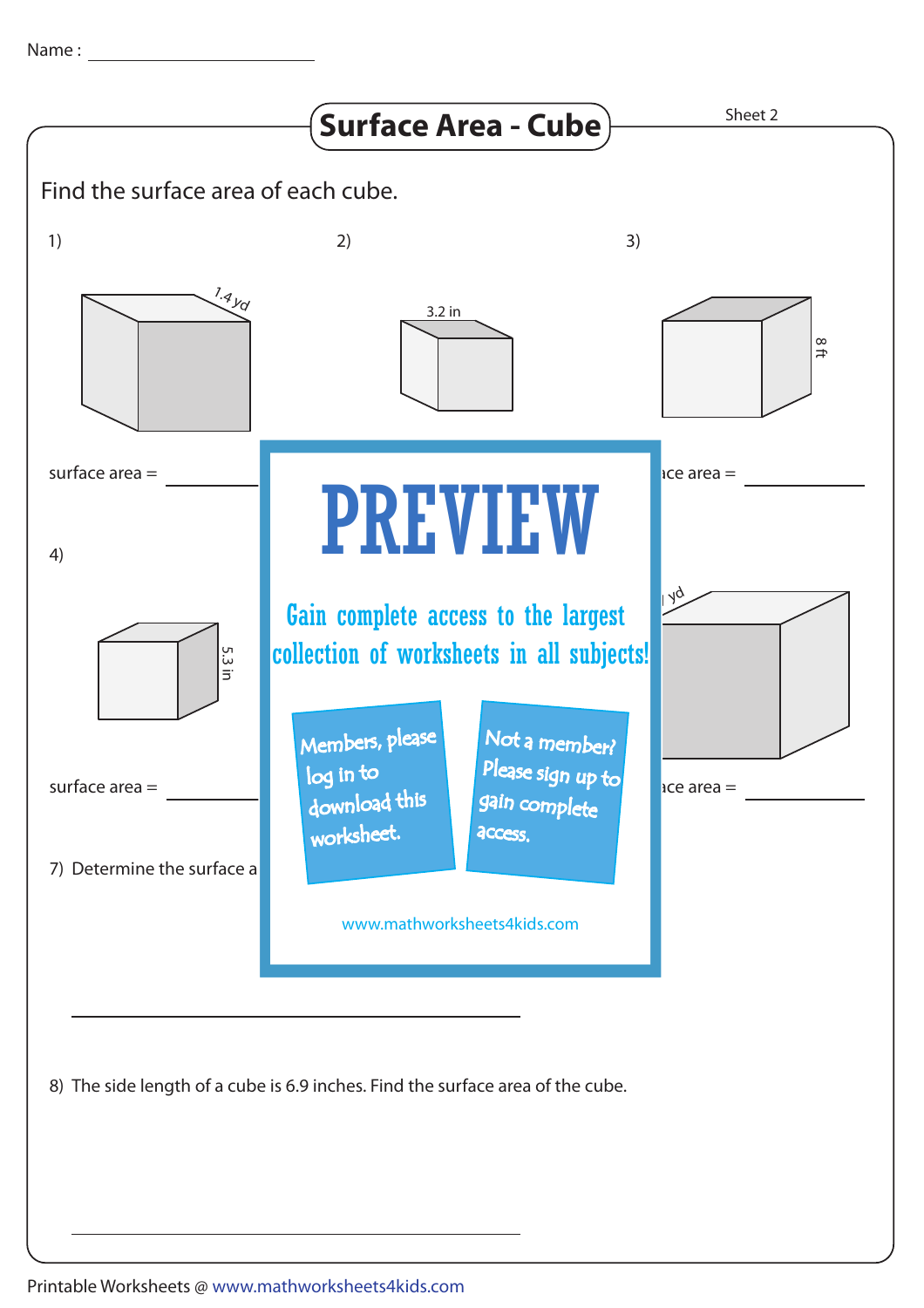Name : ____________________

# Surface Area - Cube

Sheet 2

Find the surface area of each cube.

1) 1.4 yd

surface area = ________

2) 3.2 in

3) 8 ft

ace area = ________

4) 5.3 in

surface area = ________

yd

ace area = ________

7) Determine the surface a

________________________________

**PREVIEW**

Gain complete access to the largest collection of worksheets in all subjects!

Members, please log in to download this worksheet.

Not a member? Please sign up to gain complete access.

www.mathworksheets4kids.com

8) The side length of a cube is 6.9 inches. Find the surface area of the cube.

________________________________

Printable Worksheets @ www.mathworksheets4kids.com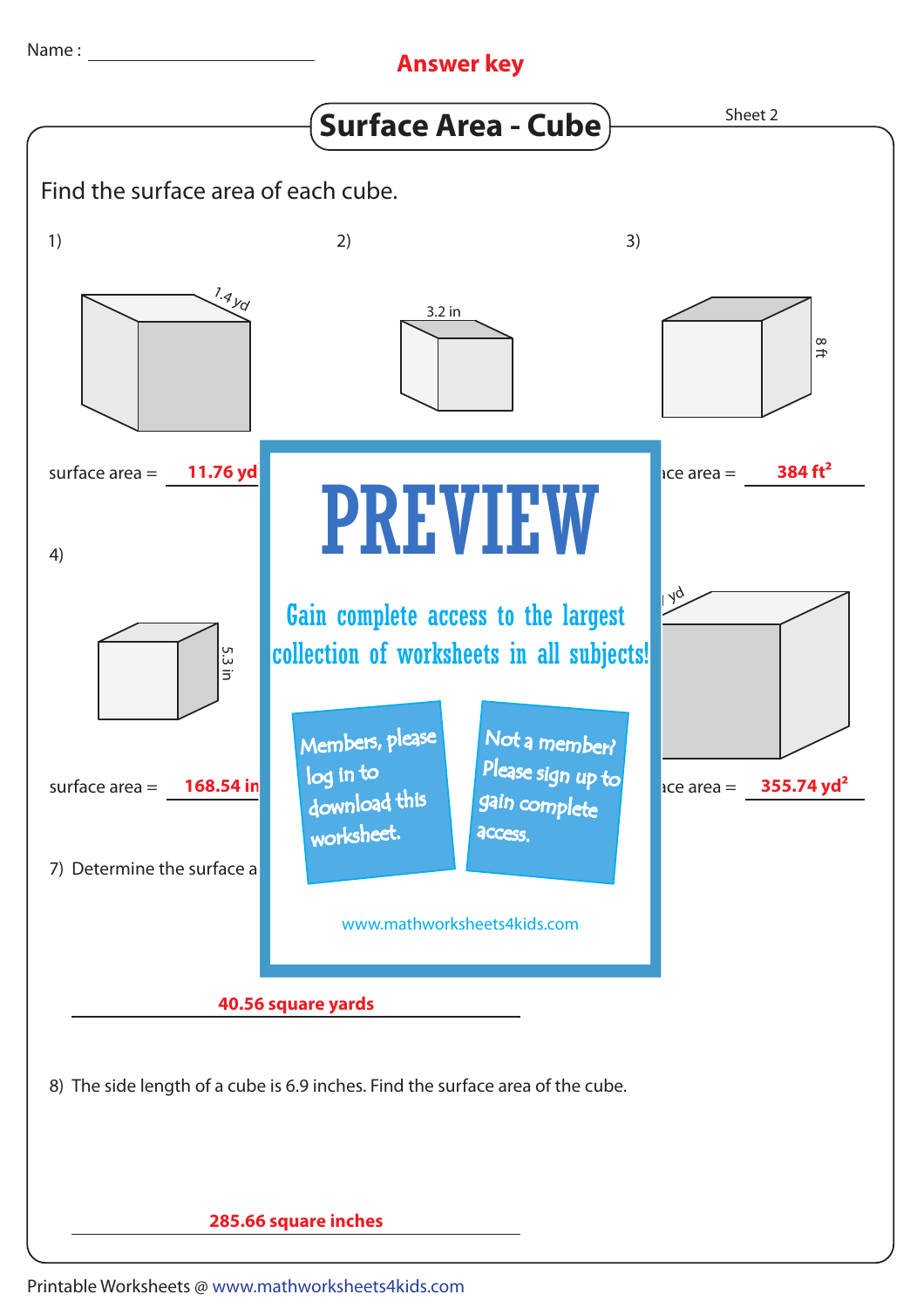Name : ____________________

**Answer key**

# Surface Area - Cube

Sheet 2

Find the surface area of each cube.

1)

1.4 yd

surface area = **11.76 yd**

2)

3.2 in

3)

8 ft

ace area = **384 ft²**

4)

5.3 in

surface area = **168.54 in**

yd

ace area = **355.74 yd²**

PREVIEW

Gain complete access to the largest collection of worksheets in all subjects!

Members, please log in to download this worksheet.

Not a member? Please sign up to gain complete access.

www.mathworksheets4kids.com

7) Determine the surface a

**40.56 square yards**

8) The side length of a cube is 6.9 inches. Find the surface area of the cube.

**285.66 square inches**

Printable Worksheets @ www.mathworksheets4kids.com